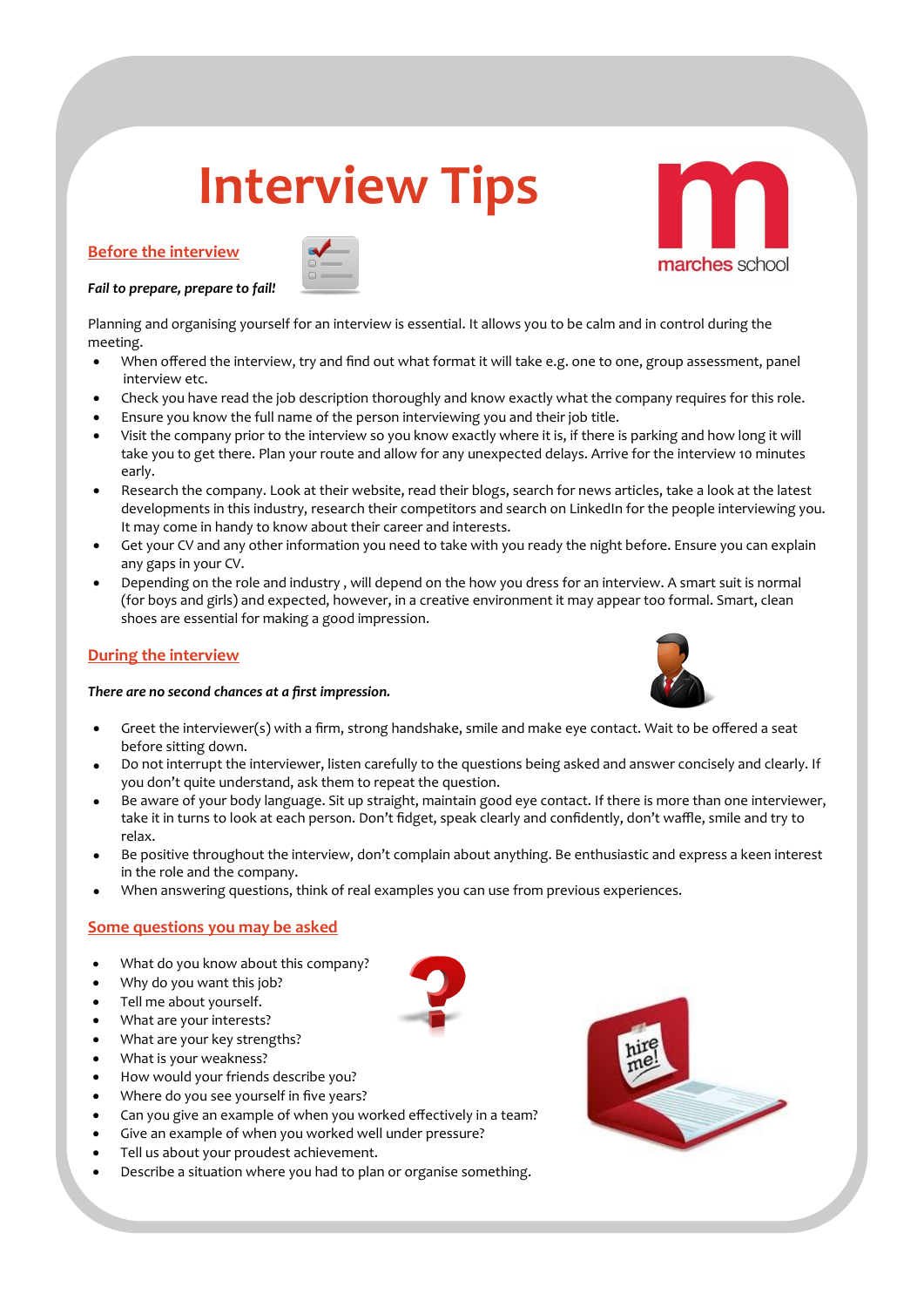# Interview Tips

marches school

## Before the interview

***Fail to prepare, prepare to fail!***

Planning and organising yourself for an interview is essential. It allows you to be calm and in control during the meeting.

- When offered the interview, try and find out what format it will take e.g. one to one, group assessment, panel interview etc.
- Check you have read the job description thoroughly and know exactly what the company requires for this role.
- Ensure you know the full name of the person interviewing you and their job title.
- Visit the company prior to the interview so you know exactly where it is, if there is parking and how long it will take you to get there. Plan your route and allow for any unexpected delays. Arrive for the interview 10 minutes early.
- Research the company. Look at their website, read their blogs, search for news articles, take a look at the latest developments in this industry, research their competitors and search on LinkedIn for the people interviewing you. It may come in handy to know about their career and interests.
- Get your CV and any other information you need to take with you ready the night before. Ensure you can explain any gaps in your CV.
- Depending on the role and industry , will depend on the how you dress for an interview. A smart suit is normal (for boys and girls) and expected, however, in a creative environment it may appear too formal. Smart, clean shoes are essential for making a good impression.

## During the interview

***There are no second chances at a first impression.***

- Greet the interviewer(s) with a firm, strong handshake, smile and make eye contact. Wait to be offered a seat before sitting down.
- Do not interrupt the interviewer, listen carefully to the questions being asked and answer concisely and clearly. If you don't quite understand, ask them to repeat the question.
- Be aware of your body language. Sit up straight, maintain good eye contact. If there is more than one interviewer, take it in turns to look at each person. Don't fidget, speak clearly and confidently, don't waffle, smile and try to relax.
- Be positive throughout the interview, don't complain about anything. Be enthusiastic and express a keen interest in the role and the company.
- When answering questions, think of real examples you can use from previous experiences.

## Some questions you may be asked

- What do you know about this company?
- Why do you want this job?
- Tell me about yourself.
- What are your interests?
- What are your key strengths?
- What is your weakness?
- How would your friends describe you?
- Where do you see yourself in five years?
- Can you give an example of when you worked effectively in a team?
- Give an example of when you worked well under pressure?
- Tell us about your proudest achievement.
- Describe a situation where you had to plan or organise something.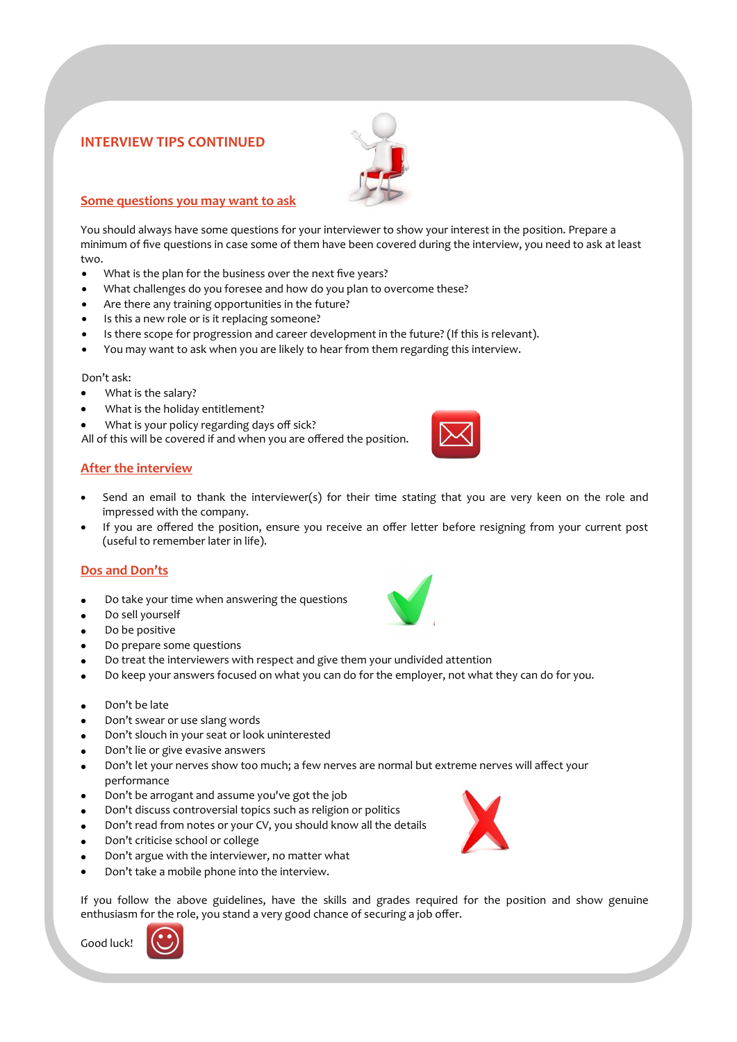## INTERVIEW TIPS CONTINUED

### Some questions you may want to ask

You should always have some questions for your interviewer to show your interest in the position. Prepare a minimum of five questions in case some of them have been covered during the interview, you need to ask at least two.

- What is the plan for the business over the next five years?
- What challenges do you foresee and how do you plan to overcome these?
- Are there any training opportunities in the future?
- Is this a new role or is it replacing someone?
- Is there scope for progression and career development in the future? (If this is relevant).
- You may want to ask when you are likely to hear from them regarding this interview.

Don't ask:

- What is the salary?
- What is the holiday entitlement?
- What is your policy regarding days off sick?

All of this will be covered if and when you are offered the position.

### After the interview

- Send an email to thank the interviewer(s) for their time stating that you are very keen on the role and impressed with the company.
- If you are offered the position, ensure you receive an offer letter before resigning from your current post (useful to remember later in life).

### Dos and Don'ts

- Do take your time when answering the questions
- Do sell yourself
- Do be positive
- Do prepare some questions
- Do treat the interviewers with respect and give them your undivided attention
- Do keep your answers focused on what you can do for the employer, not what they can do for you.

- Don't be late
- Don't swear or use slang words
- Don't slouch in your seat or look uninterested
- Don't lie or give evasive answers
- Don't let your nerves show too much; a few nerves are normal but extreme nerves will affect your performance
- Don't be arrogant and assume you've got the job
- Don't discuss controversial topics such as religion or politics
- Don't read from notes or your CV, you should know all the details
- Don't criticise school or college
- Don't argue with the interviewer, no matter what
- Don't take a mobile phone into the interview.

If you follow the above guidelines, have the skills and grades required for the position and show genuine enthusiasm for the role, you stand a very good chance of securing a job offer.

Good luck!